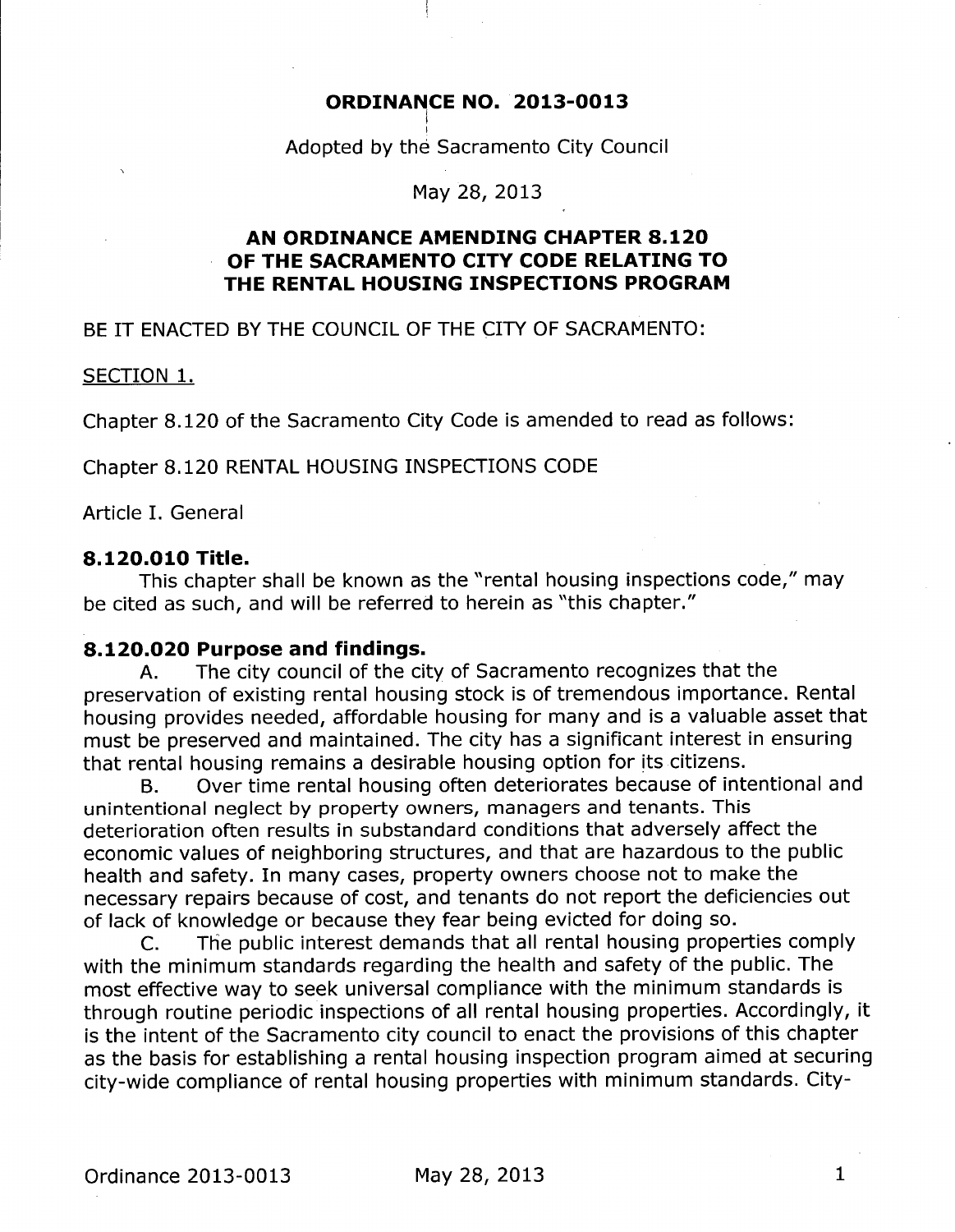# ORDINANCE NO. 2013-0013

Adopted by the Sacramento City Council

May 28, 2013

## AN ORDINANCE AMENDING CHAPTER 8.120 OF THE SACRAMENTO CITY CODE RELATING TO THE RENTAL HOUSING INSPECTIONS PROGRAM

BE IT ENACTED BY THE COUNCIL OF THE CITY OF SACRAMENTO:

SECTION 1.

Chapter 8.120 of the Sacramento City Code is amended to read as follows:

Chapter 8.120 RENTAL HOUSING INSPECTIONS CODE

Article I. General

### 8.120.010 Title.

This chapter shall be known as the "rental housing inspections code," may be cited as such, and will be referred to herein as "this chapter."

### 8.120.020 Purpose and findings.

A. The city council of the city of Sacramento recognizes that the preservation of existing rental housing stock is of tremendous importance. Rental housing provides needed, affordable housing for many and is a valuable asset that must be preserved and maintained. The city has a significant interest in ensuring that rental housing remains a desirable housing option for its citizens.

B. Over time rental housing often deteriorates because of intentional and unintentional neglect by property owners, managers and tenants. This deterioration often results in substandard conditions that adversely affect the economic values of neighboring structures, and that are hazardous to the public health and safety. In many cases, property owners choose not to make the necessary repairs because of cost, and tenants do not report the deficiencies out of lack of knowledge or because they fear being evicted for doing so.

C. The public interest demands that all rental housing properties comply with the minimum standards regarding the health and safety of the public. The most effective way to seek universal compliance with the minimum standards is through routine periodic inspections of all rental housing properties. Accordingly, it is the intent of the Sacramento city council to enact the provisions of this chapter as the basis for establishing a rental housing inspection program aimed at securing city-wide compliance of rental housing properties with minimum standards. City-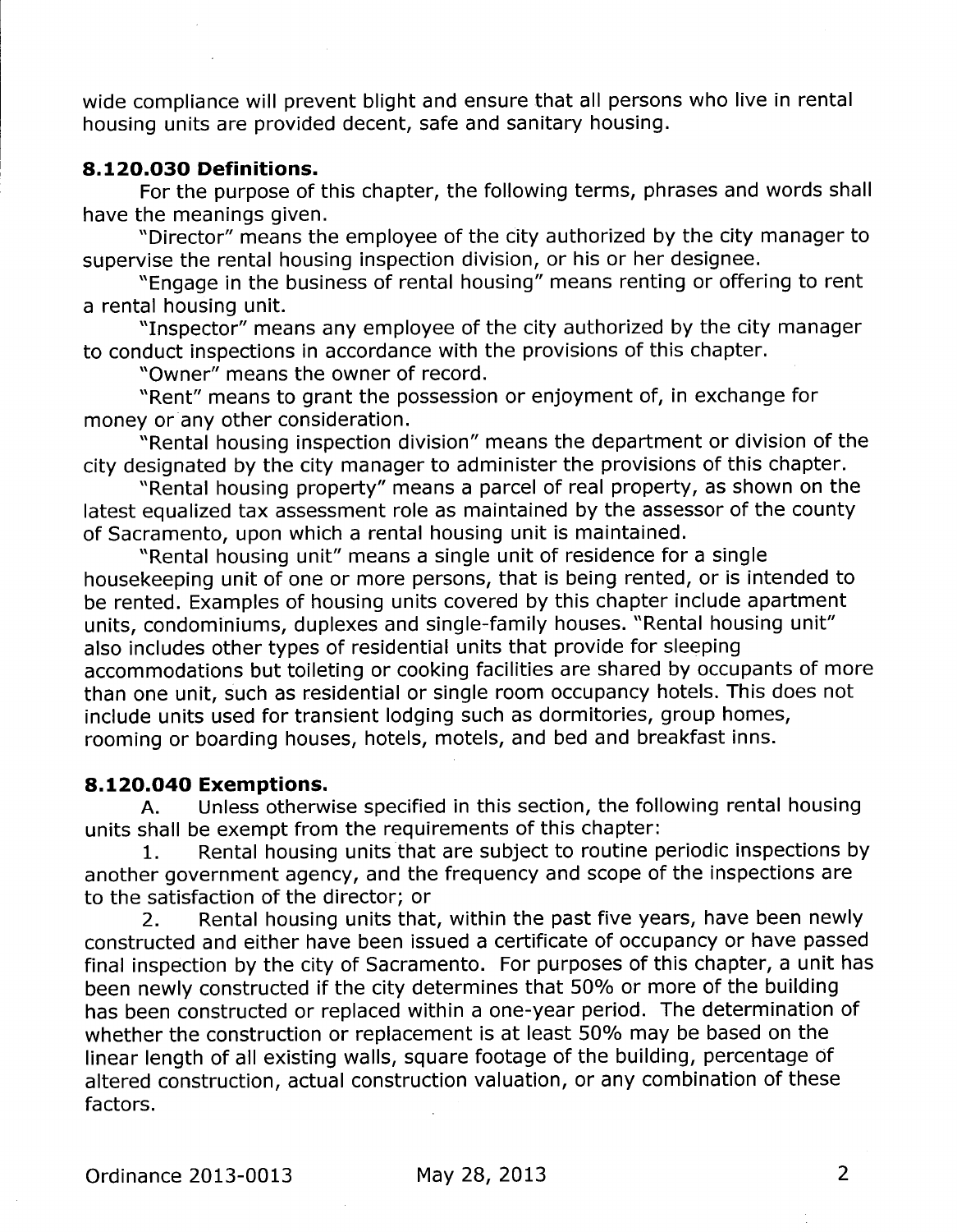wide compliance will prevent blight and ensure that all persons who live in rental housing units are provided decent, safe and sanitary housing.

**8.120.030 Definitions.**

For the purpose of this chapter, the following terms, phrases and words shall have the meanings given.

"Director" means the employee of the city authorized by the city manager to supervise the rental housing inspection division, or his or her designee.

"Engage in the business of rental housing" means renting or offering to rent a rental housing unit.

"Inspector" means any employee of the city authorized by the city manager to conduct inspections in accordance with the provisions of this chapter.

"Owner" means the owner of record.

"Rent" means to grant the possession or enjoyment of, in exchange for money or any other consideration.

"Rental housing inspection division" means the department or division of the city designated by the city manager to administer the provisions of this chapter.

"Rental housing property" means a parcel of real property, as shown on the latest equalized tax assessment role as maintained by the assessor of the county of Sacramento, upon which a rental housing unit is maintained.

"Rental housing unit" means a single unit of residence for a single housekeeping unit of one or more persons, that is being rented, or is intended to be rented. Examples of housing units covered by this chapter include apartment units, condominiums, duplexes and single-family houses. "Rental housing unit" also includes other types of residential units that provide for sleeping accommodations but toileting or cooking facilities are shared by occupants of more than one unit, such as residential or single room occupancy hotels. This does not include units used for transient lodging such as dormitories, group homes, rooming or boarding houses, hotels, motels, and bed and breakfast inns.

**8.120.040 Exemptions.**

A. Unless otherwise specified in this section, the following rental housing units shall be exempt from the requirements of this chapter:

1. Rental housing units that are subject to routine periodic inspections by another government agency, and the frequency and scope of the inspections are to the satisfaction of the director; or

2. Rental housing units that, within the past five years, have been newly constructed and either have been issued a certificate of occupancy or have passed final inspection by the city of Sacramento. For purposes of this chapter, a unit has been newly constructed if the city determines that 50% or more of the building has been constructed or replaced within a one-year period. The determination of whether the construction or replacement is at least 50% may be based on the linear length of all existing walls, square footage of the building, percentage of altered construction, actual construction valuation, or any combination of these factors.

Ordinance 2013-0013 May 28, 2013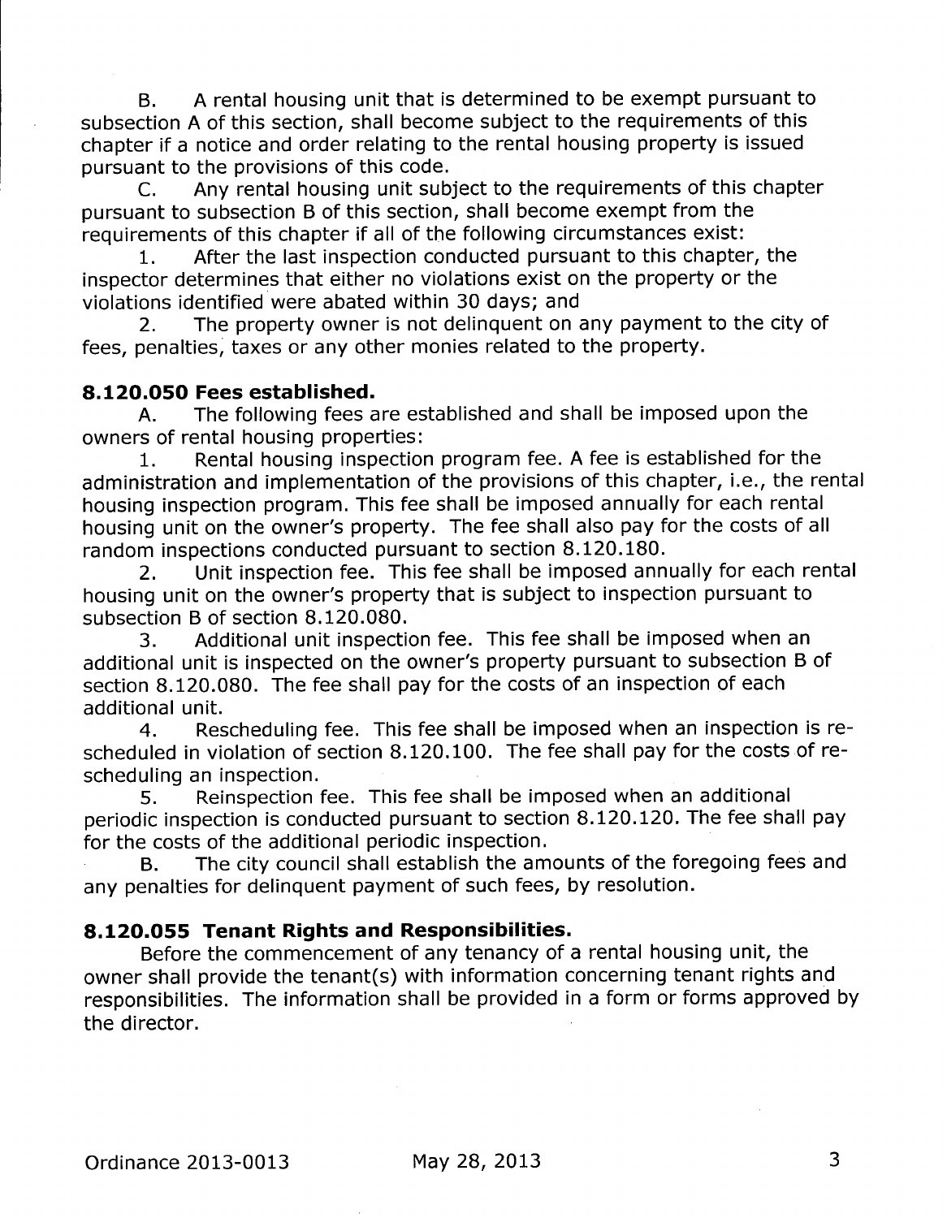B. A rental housing unit that is determined to be exempt pursuant to subsection A of this section, shall become subject to the requirements of this chapter if a notice and order relating to the rental housing property is issued pursuant to the provisions of this code.

C. Any rental housing unit subject to the requirements of this chapter pursuant to subsection B of this section, shall become exempt from the requirements of this chapter if all of the following circumstances exist:

1. After the last inspection conducted pursuant to this chapter, the inspector determines that either no violations exist on the property or the violations identified were abated within 30 days; and

2. The property owner is not delinquent on any payment to the city of fees, penalties, taxes or any other monies related to the property.

**8.120.050 Fees established.**

A. The following fees are established and shall be imposed upon the owners of rental housing properties:

1. Rental housing inspection program fee. A fee is established for the administration and implementation of the provisions of this chapter, i.e., the rental housing inspection program. This fee shall be imposed annually for each rental housing unit on the owner's property. The fee shall also pay for the costs of all random inspections conducted pursuant to section 8.120.180.

2. Unit inspection fee. This fee shall be imposed annually for each rental housing unit on the owner's property that is subject to inspection pursuant to subsection B of section 8.120.080.

3. Additional unit inspection fee. This fee shall be imposed when an additional unit is inspected on the owner's property pursuant to subsection B of section 8.120.080. The fee shall pay for the costs of an inspection of each additional unit.

4. Rescheduling fee. This fee shall be imposed when an inspection is re-scheduled in violation of section 8.120.100. The fee shall pay for the costs of re-scheduling an inspection.

5. Reinspection fee. This fee shall be imposed when an additional periodic inspection is conducted pursuant to section 8.120.120. The fee shall pay for the costs of the additional periodic inspection.

B. The city council shall establish the amounts of the foregoing fees and any penalties for delinquent payment of such fees, by resolution.

**8.120.055 Tenant Rights and Responsibilities.**

Before the commencement of any tenancy of a rental housing unit, the owner shall provide the tenant(s) with information concerning tenant rights and responsibilities. The information shall be provided in a form or forms approved by the director.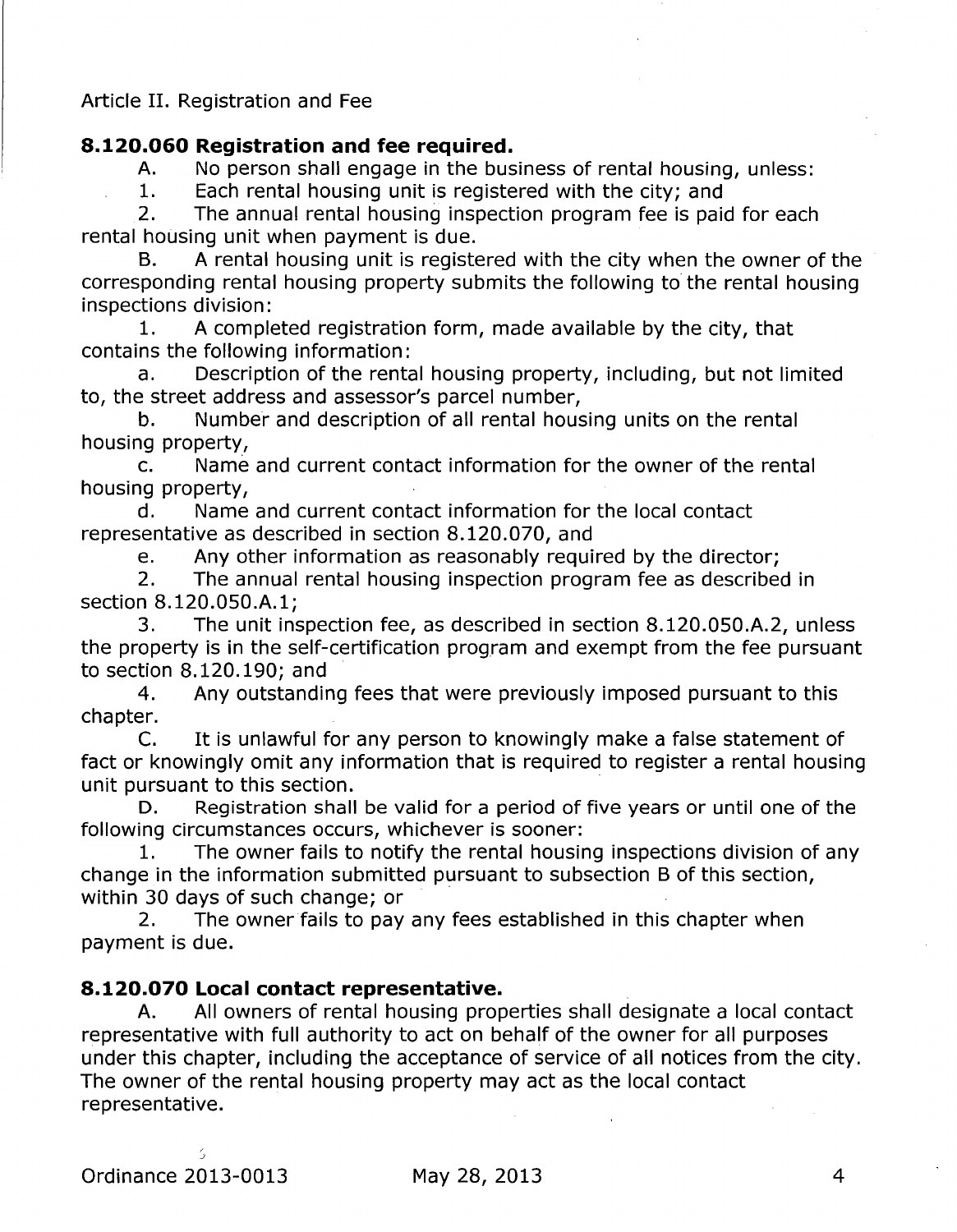Article II. Registration and Fee

**8.120.060 Registration and fee required.**

A. No person shall engage in the business of rental housing, unless:

1. Each rental housing unit is registered with the city; and

2. The annual rental housing inspection program fee is paid for each rental housing unit when payment is due.

B. A rental housing unit is registered with the city when the owner of the corresponding rental housing property submits the following to the rental housing inspections division:

1. A completed registration form, made available by the city, that contains the following information:

a. Description of the rental housing property, including, but not limited to, the street address and assessor's parcel number,

b. Number and description of all rental housing units on the rental housing property,

c. Name and current contact information for the owner of the rental housing property,

d. Name and current contact information for the local contact representative as described in section 8.120.070, and

e. Any other information as reasonably required by the director;

2. The annual rental housing inspection program fee as described in section 8.120.050.A.1;

3. The unit inspection fee, as described in section 8.120.050.A.2, unless the property is in the self-certification program and exempt from the fee pursuant to section 8.120.190; and

4. Any outstanding fees that were previously imposed pursuant to this chapter.

C. It is unlawful for any person to knowingly make a false statement of fact or knowingly omit any information that is required to register a rental housing unit pursuant to this section.

D. Registration shall be valid for a period of five years or until one of the following circumstances occurs, whichever is sooner:

1. The owner fails to notify the rental housing inspections division of any change in the information submitted pursuant to subsection B of this section, within 30 days of such change; or

2. The owner fails to pay any fees established in this chapter when payment is due.

**8.120.070 Local contact representative.**

A. All owners of rental housing properties shall designate a local contact representative with full authority to act on behalf of the owner for all purposes under this chapter, including the acceptance of service of all notices from the city. The owner of the rental housing property may act as the local contact representative.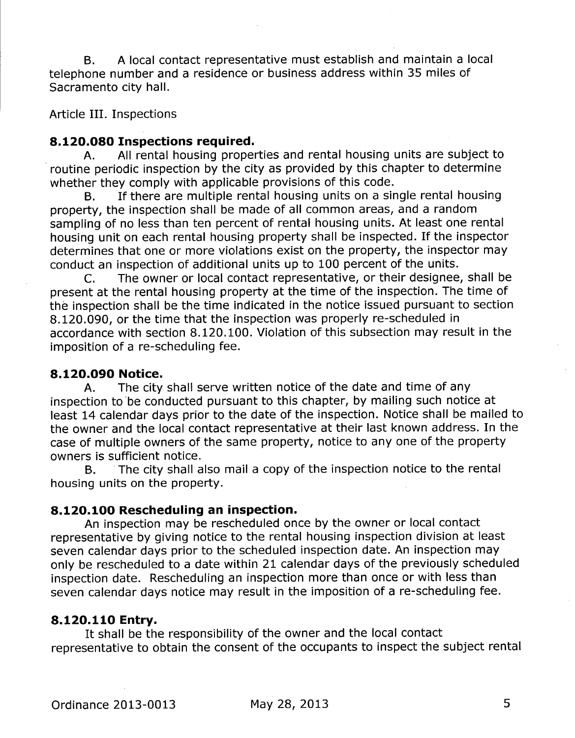B. A local contact representative must establish and maintain a local telephone number and a residence or business address within 35 miles of Sacramento city hall.

Article III. Inspections

**8.120.080 Inspections required.**

A. All rental housing properties and rental housing units are subject to routine periodic inspection by the city as provided by this chapter to determine whether they comply with applicable provisions of this code.

B. If there are multiple rental housing units on a single rental housing property, the inspection shall be made of all common areas, and a random sampling of no less than ten percent of rental housing units. At least one rental housing unit on each rental housing property shall be inspected. If the inspector determines that one or more violations exist on the property, the inspector may conduct an inspection of additional units up to 100 percent of the units.

C. The owner or local contact representative, or their designee, shall be present at the rental housing property at the time of the inspection. The time of the inspection shall be the time indicated in the notice issued pursuant to section 8.120.090, or the time that the inspection was properly re-scheduled in accordance with section 8.120.100. Violation of this subsection may result in the imposition of a re-scheduling fee.

**8.120.090 Notice.**

A. The city shall serve written notice of the date and time of any inspection to be conducted pursuant to this chapter, by mailing such notice at least 14 calendar days prior to the date of the inspection. Notice shall be mailed to the owner and the local contact representative at their last known address. In the case of multiple owners of the same property, notice to any one of the property owners is sufficient notice.

B. The city shall also mail a copy of the inspection notice to the rental housing units on the property.

**8.120.100 Rescheduling an inspection.**

An inspection may be rescheduled once by the owner or local contact representative by giving notice to the rental housing inspection division at least seven calendar days prior to the scheduled inspection date. An inspection may only be rescheduled to a date within 21 calendar days of the previously scheduled inspection date. Rescheduling an inspection more than once or with less than seven calendar days notice may result in the imposition of a re-scheduling fee.

**8.120.110 Entry.**

It shall be the responsibility of the owner and the local contact representative to obtain the consent of the occupants to inspect the subject rental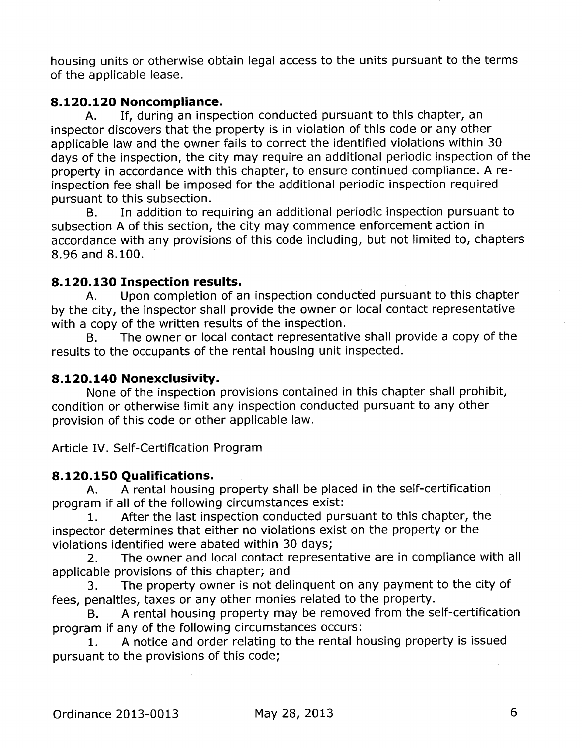housing units or otherwise obtain legal access to the units pursuant to the terms of the applicable lease.

**8.120.120 Noncompliance.**

A. If, during an inspection conducted pursuant to this chapter, an inspector discovers that the property is in violation of this code or any other applicable law and the owner fails to correct the identified violations within 30 days of the inspection, the city may require an additional periodic inspection of the property in accordance with this chapter, to ensure continued compliance. A re-inspection fee shall be imposed for the additional periodic inspection required pursuant to this subsection.

B. In addition to requiring an additional periodic inspection pursuant to subsection A of this section, the city may commence enforcement action in accordance with any provisions of this code including, but not limited to, chapters 8.96 and 8.100.

**8.120.130 Inspection results.**

A. Upon completion of an inspection conducted pursuant to this chapter by the city, the inspector shall provide the owner or local contact representative with a copy of the written results of the inspection.

B. The owner or local contact representative shall provide a copy of the results to the occupants of the rental housing unit inspected.

**8.120.140 Nonexclusivity.**

None of the inspection provisions contained in this chapter shall prohibit, condition or otherwise limit any inspection conducted pursuant to any other provision of this code or other applicable law.

Article IV. Self-Certification Program

**8.120.150 Qualifications.**

A. A rental housing property shall be placed in the self-certification program if all of the following circumstances exist:

1. After the last inspection conducted pursuant to this chapter, the inspector determines that either no violations exist on the property or the violations identified were abated within 30 days;

2. The owner and local contact representative are in compliance with all applicable provisions of this chapter; and

3. The property owner is not delinquent on any payment to the city of fees, penalties, taxes or any other monies related to the property.

B. A rental housing property may be removed from the self-certification program if any of the following circumstances occurs:

1. A notice and order relating to the rental housing property is issued pursuant to the provisions of this code;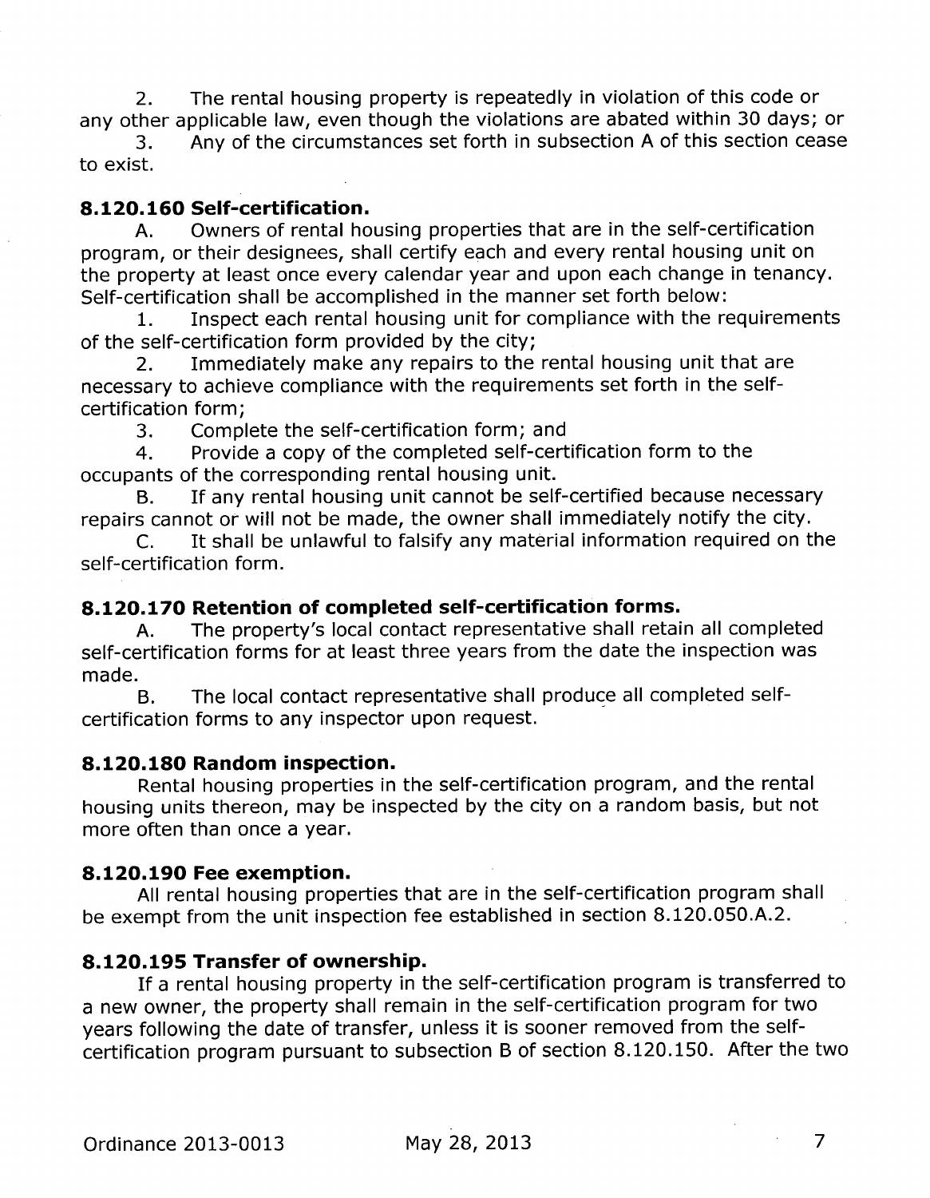2. The rental housing property is repeatedly in violation of this code or any other applicable law, even though the violations are abated within 30 days; or

3. Any of the circumstances set forth in subsection A of this section cease to exist.

### 8.120.160 Self-certification.

A. Owners of rental housing properties that are in the self-certification program, or their designees, shall certify each and every rental housing unit on the property at least once every calendar year and upon each change in tenancy. Self-certification shall be accomplished in the manner set forth below:

1. Inspect each rental housing unit for compliance with the requirements of the self-certification form provided by the city;

2. Immediately make any repairs to the rental housing unit that are necessary to achieve compliance with the requirements set forth in the self-certification form;

3. Complete the self-certification form; and

4. Provide a copy of the completed self-certification form to the occupants of the corresponding rental housing unit.

B. If any rental housing unit cannot be self-certified because necessary repairs cannot or will not be made, the owner shall immediately notify the city.

C. It shall be unlawful to falsify any material information required on the self-certification form.

### 8.120.170 Retention of completed self-certification forms.

A. The property's local contact representative shall retain all completed self-certification forms for at least three years from the date the inspection was made.

B. The local contact representative shall produce all completed self-certification forms to any inspector upon request.

### 8.120.180 Random inspection.

Rental housing properties in the self-certification program, and the rental housing units thereon, may be inspected by the city on a random basis, but not more often than once a year.

### 8.120.190 Fee exemption.

All rental housing properties that are in the self-certification program shall be exempt from the unit inspection fee established in section 8.120.050.A.2.

### 8.120.195 Transfer of ownership.

If a rental housing property in the self-certification program is transferred to a new owner, the property shall remain in the self-certification program for two years following the date of transfer, unless it is sooner removed from the self-certification program pursuant to subsection B of section 8.120.150. After the two

Ordinance 2013-0013 May 28, 2013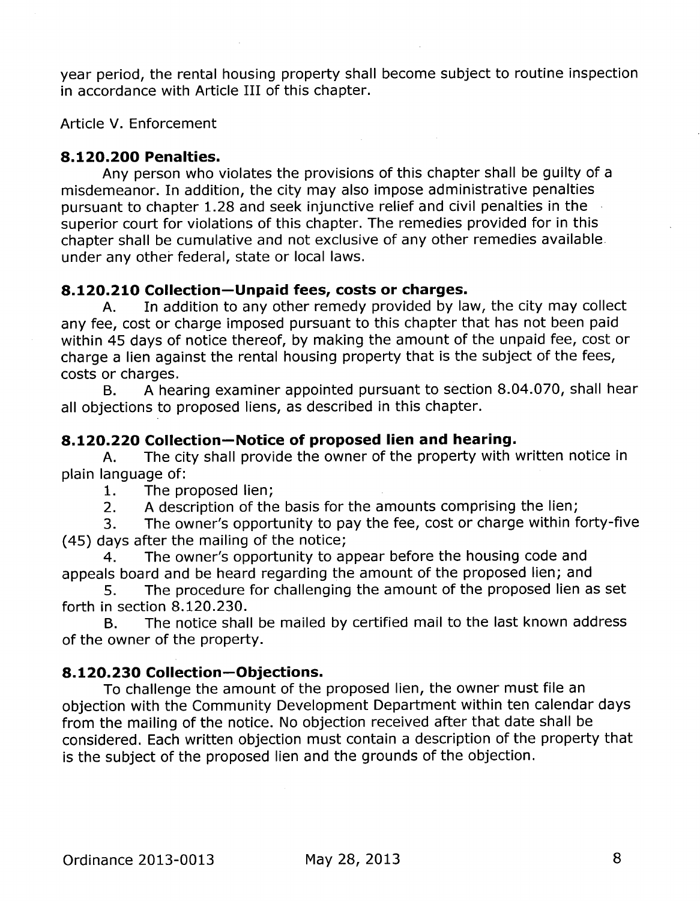year period, the rental housing property shall become subject to routine inspection in accordance with Article III of this chapter.

Article V. Enforcement

**8.120.200 Penalties.**

Any person who violates the provisions of this chapter shall be guilty of a misdemeanor. In addition, the city may also impose administrative penalties pursuant to chapter 1.28 and seek injunctive relief and civil penalties in the superior court for violations of this chapter. The remedies provided for in this chapter shall be cumulative and not exclusive of any other remedies available under any other federal, state or local laws.

**8.120.210 Collection—Unpaid fees, costs or charges.**

A. In addition to any other remedy provided by law, the city may collect any fee, cost or charge imposed pursuant to this chapter that has not been paid within 45 days of notice thereof, by making the amount of the unpaid fee, cost or charge a lien against the rental housing property that is the subject of the fees, costs or charges.

B. A hearing examiner appointed pursuant to section 8.04.070, shall hear all objections to proposed liens, as described in this chapter.

**8.120.220 Collection—Notice of proposed lien and hearing.**

A. The city shall provide the owner of the property with written notice in plain language of:

1. The proposed lien;
2. A description of the basis for the amounts comprising the lien;
3. The owner's opportunity to pay the fee, cost or charge within forty-five (45) days after the mailing of the notice;
4. The owner's opportunity to appear before the housing code and appeals board and be heard regarding the amount of the proposed lien; and
5. The procedure for challenging the amount of the proposed lien as set forth in section 8.120.230.

B. The notice shall be mailed by certified mail to the last known address of the owner of the property.

**8.120.230 Collection—Objections.**

To challenge the amount of the proposed lien, the owner must file an objection with the Community Development Department within ten calendar days from the mailing of the notice. No objection received after that date shall be considered. Each written objection must contain a description of the property that is the subject of the proposed lien and the grounds of the objection.

Ordinance 2013-0013 May 28, 2013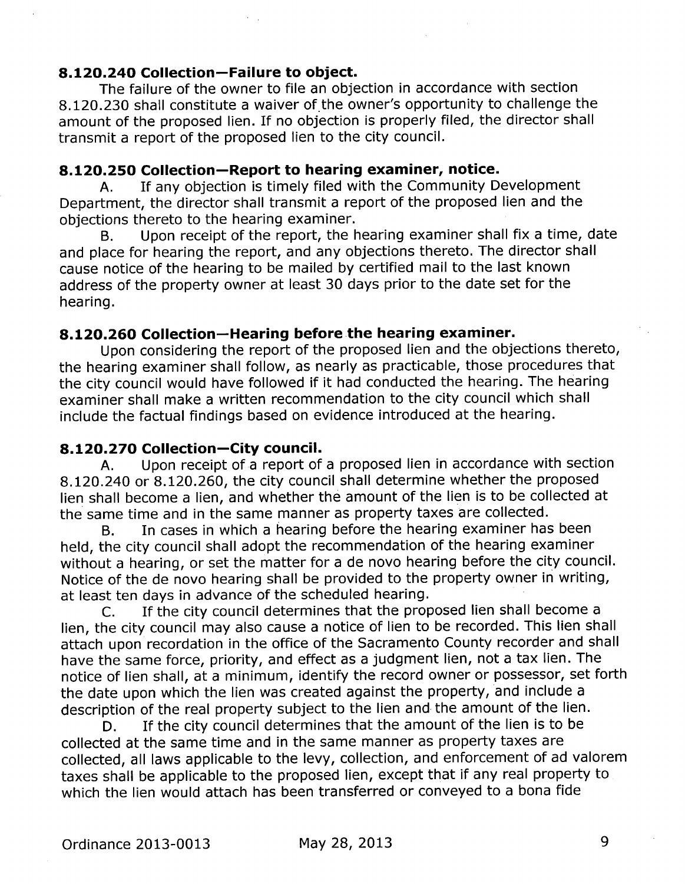### 8.120.240 Collection—Failure to object.

The failure of the owner to file an objection in accordance with section 8.120.230 shall constitute a waiver of the owner's opportunity to challenge the amount of the proposed lien. If no objection is properly filed, the director shall transmit a report of the proposed lien to the city council.

### 8.120.250 Collection—Report to hearing examiner, notice.

A. If any objection is timely filed with the Community Development Department, the director shall transmit a report of the proposed lien and the objections thereto to the hearing examiner.

B. Upon receipt of the report, the hearing examiner shall fix a time, date and place for hearing the report, and any objections thereto. The director shall cause notice of the hearing to be mailed by certified mail to the last known address of the property owner at least 30 days prior to the date set for the hearing.

### 8.120.260 Collection—Hearing before the hearing examiner.

Upon considering the report of the proposed lien and the objections thereto, the hearing examiner shall follow, as nearly as practicable, those procedures that the city council would have followed if it had conducted the hearing. The hearing examiner shall make a written recommendation to the city council which shall include the factual findings based on evidence introduced at the hearing.

### 8.120.270 Collection—City council.

A. Upon receipt of a report of a proposed lien in accordance with section 8.120.240 or 8.120.260, the city council shall determine whether the proposed lien shall become a lien, and whether the amount of the lien is to be collected at the same time and in the same manner as property taxes are collected.

B. In cases in which a hearing before the hearing examiner has been held, the city council shall adopt the recommendation of the hearing examiner without a hearing, or set the matter for a de novo hearing before the city council. Notice of the de novo hearing shall be provided to the property owner in writing, at least ten days in advance of the scheduled hearing.

C. If the city council determines that the proposed lien shall become a lien, the city council may also cause a notice of lien to be recorded. This lien shall attach upon recordation in the office of the Sacramento County recorder and shall have the same force, priority, and effect as a judgment lien, not a tax lien. The notice of lien shall, at a minimum, identify the record owner or possessor, set forth the date upon which the lien was created against the property, and include a description of the real property subject to the lien and the amount of the lien.

D. If the city council determines that the amount of the lien is to be collected at the same time and in the same manner as property taxes are collected, all laws applicable to the levy, collection, and enforcement of ad valorem taxes shall be applicable to the proposed lien, except that if any real property to which the lien would attach has been transferred or conveyed to a bona fide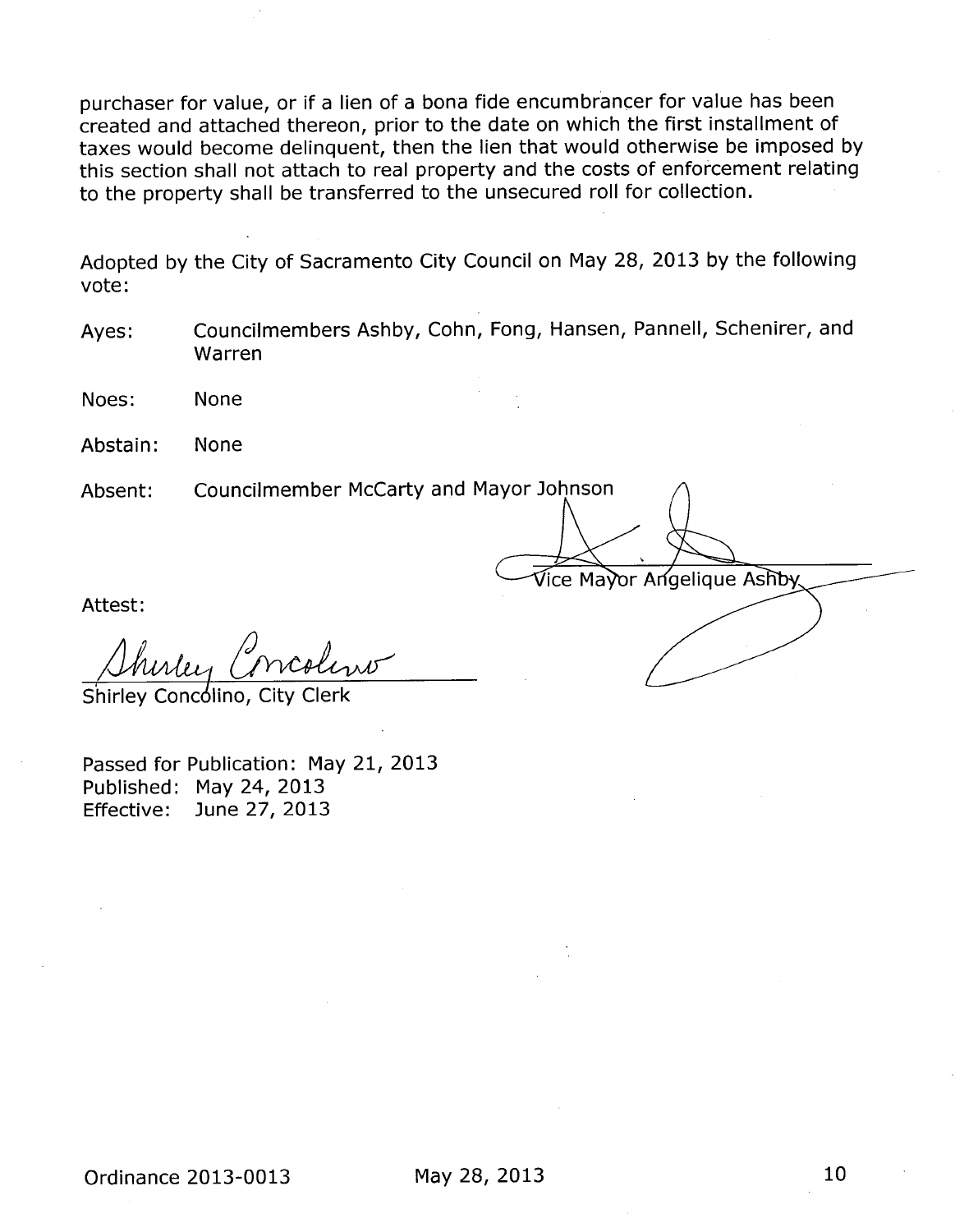purchaser for value, or if a lien of a bona fide encumbrancer for value has been created and attached thereon, prior to the date on which the first installment of taxes would become delinquent, then the lien that would otherwise be imposed by this section shall not attach to real property and the costs of enforcement relating to the property shall be transferred to the unsecured roll for collection.

Adopted by the City of Sacramento City Council on May 28, 2013 by the following vote:

Ayes: Councilmembers Ashby, Cohn, Fong, Hansen, Pannell, Schenirer, and Warren

Noes: None

Abstain: None

Absent: Councilmember McCarty and Mayor Johnson

Vice Mayor Angelique Ashby

Attest:

Shirley Concolino, City Clerk

Passed for Publication: May 21, 2013
Published: May 24, 2013
Effective: June 27, 2013

Ordinance 2013-0013 May 28, 2013